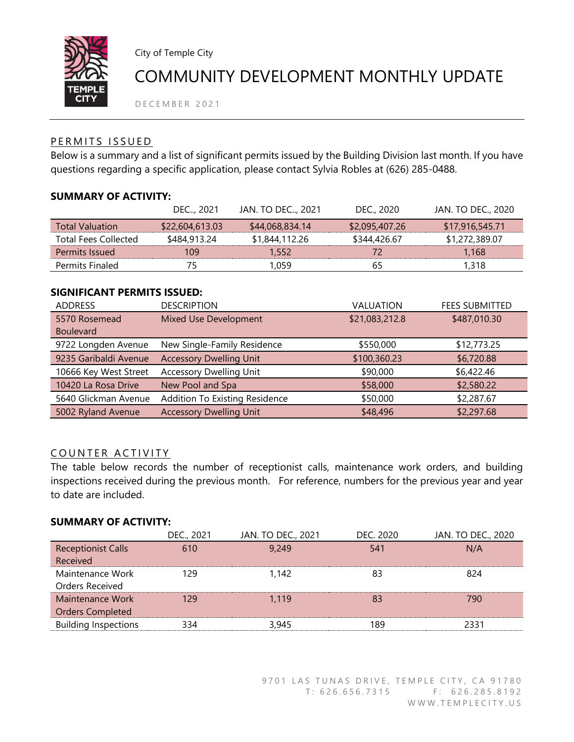City of Temple City

# COMMUNITY DEVELOPMENT MONTHLY UPDATE

DECEMBER 2021

## PERMITS ISSUED

Below is a summary and a list of significant permits issued by the Building Division last month. If you have questions regarding a specific application, please contact Sylvia Robles at (626) 285-0488.

### SUMMARY OF ACTIVITY:

| | DEC.., 2021 | JAN. TO DEC.., 2021 | DEC., 2020 | JAN. TO DEC., 2020 |
|---|---|---|---|---|
| Total Valuation | $22,604,613.03 | $44,068,834.14 | $2,095,407.26 | $17,916,545.71 |
| Total Fees Collected | $484,913.24 | $1,844,112.26 | $344,426.67 | $1,272,389.07 |
| Permits Issued | 109 | 1,552 | 72 | 1,168 |
| Permits Finaled | 75 | 1,059 | 65 | 1,318 |

### SIGNIFICANT PERMITS ISSUED:

| ADDRESS | DESCRIPTION | VALUATION | FEES SUBMITTED |
|---|---|---|---|
| 5570 Rosemead Boulevard | Mixed Use Development | $21,083,212.8 | $487,010.30 |
| 9722 Longden Avenue | New Single-Family Residence | $550,000 | $12,773.25 |
| 9235 Garibaldi Avenue | Accessory Dwelling Unit | $100,360.23 | $6,720.88 |
| 10666 Key West Street | Accessory Dwelling Unit | $90,000 | $6,422.46 |
| 10420 La Rosa Drive | New Pool and Spa | $58,000 | $2,580.22 |
| 5640 Glickman Avenue | Addition To Existing Residence | $50,000 | $2,287.67 |
| 5002 Ryland Avenue | Accessory Dwelling Unit | $48,496 | $2,297.68 |

## COUNTER ACTIVITY

The table below records the number of receptionist calls, maintenance work orders, and building inspections received during the previous month. For reference, numbers for the previous year and year to date are included.

### SUMMARY OF ACTIVITY:

| | DEC., 2021 | JAN. TO DEC., 2021 | DEC. 2020 | JAN. TO DEC., 2020 |
|---|---|---|---|---|
| Receptionist Calls Received | 610 | 9,249 | 541 | N/A |
| Maintenance Work Orders Received | 129 | 1,142 | 83 | 824 |
| Maintenance Work Orders Completed | 129 | 1,119 | 83 | 790 |
| Building Inspections | 334 | 3,945 | 189 | 2331 |

9701 LAS TUNAS DRIVE, TEMPLE CITY, CA 91780
T: 626.656.7315 F: 626.285.8192
WWW.TEMPLECITY.US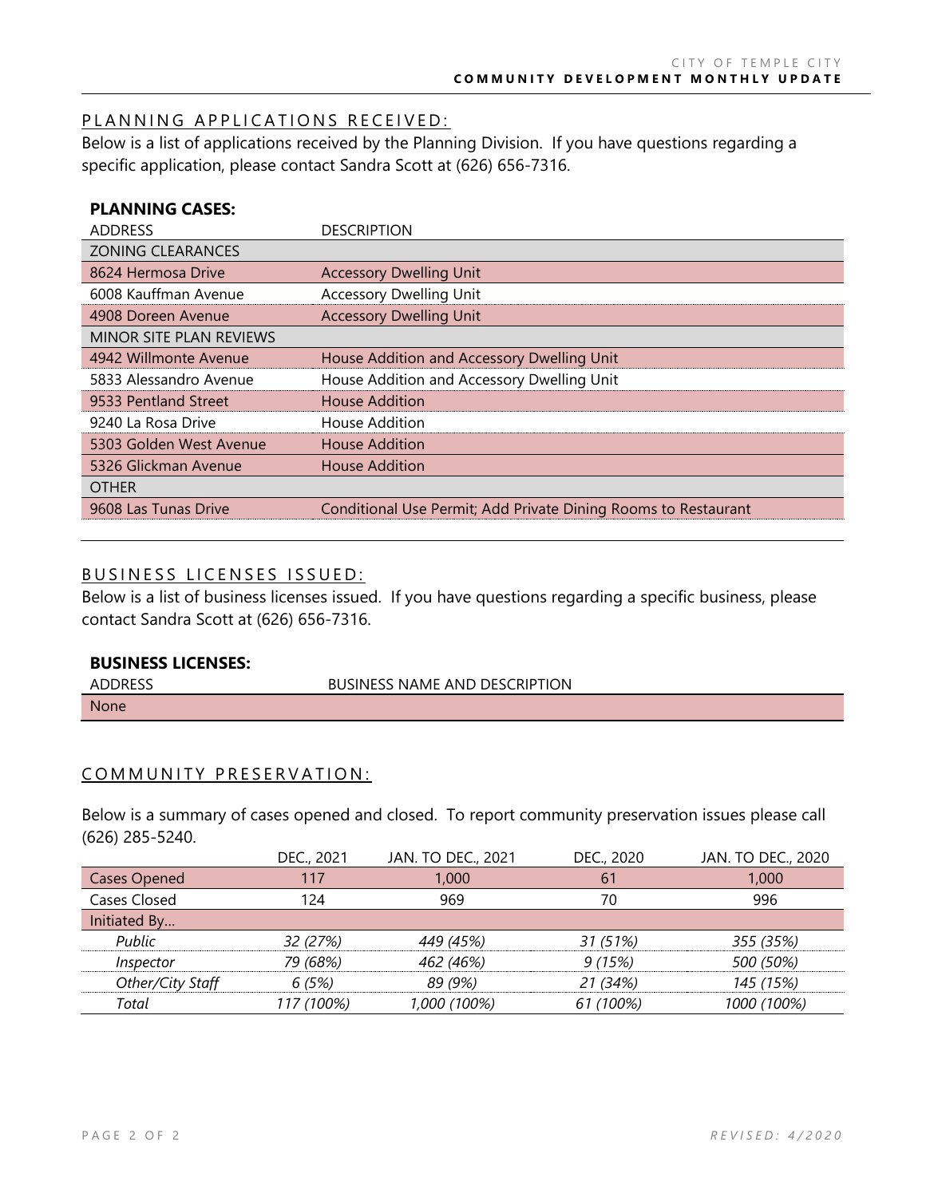## PLANNING APPLICATIONS RECEIVED:

Below is a list of applications received by the Planning Division. If you have questions regarding a specific application, please contact Sandra Scott at (626) 656-7316.

### PLANNING CASES:

| ADDRESS | DESCRIPTION |
|---|---|
| ZONING CLEARANCES | |
| 8624 Hermosa Drive | Accessory Dwelling Unit |
| 6008 Kauffman Avenue | Accessory Dwelling Unit |
| 4908 Doreen Avenue | Accessory Dwelling Unit |
| MINOR SITE PLAN REVIEWS | |
| 4942 Willmonte Avenue | House Addition and Accessory Dwelling Unit |
| 5833 Alessandro Avenue | House Addition and Accessory Dwelling Unit |
| 9533 Pentland Street | House Addition |
| 9240 La Rosa Drive | House Addition |
| 5303 Golden West Avenue | House Addition |
| 5326 Glickman Avenue | House Addition |
| OTHER | |
| 9608 Las Tunas Drive | Conditional Use Permit; Add Private Dining Rooms to Restaurant |

## BUSINESS LICENSES ISSUED:

Below is a list of business licenses issued. If you have questions regarding a specific business, please contact Sandra Scott at (626) 656-7316.

### BUSINESS LICENSES:

| ADDRESS | BUSINESS NAME AND DESCRIPTION |
|---|---|
| None | |

## COMMUNITY PRESERVATION:

Below is a summary of cases opened and closed. To report community preservation issues please call (626) 285-5240.

| | DEC., 2021 | JAN. TO DEC., 2021 | DEC., 2020 | JAN. TO DEC., 2020 |
|---|---|---|---|---|
| Cases Opened | 117 | 1,000 | 61 | 1,000 |
| Cases Closed | 124 | 969 | 70 | 996 |
| Initiated By… | | | | |
| *Public* | *32 (27%)* | *449 (45%)* | *31 (51%)* | *355 (35%)* |
| *Inspector* | *79 (68%)* | *462 (46%)* | *9 (15%)* | *500 (50%)* |
| *Other/City Staff* | *6 (5%)* | *89 (9%)* | *21 (34%)* | *145 (15%)* |
| *Total* | *117 (100%)* | *1,000 (100%)* | *61 (100%)* | *1000 (100%)* |